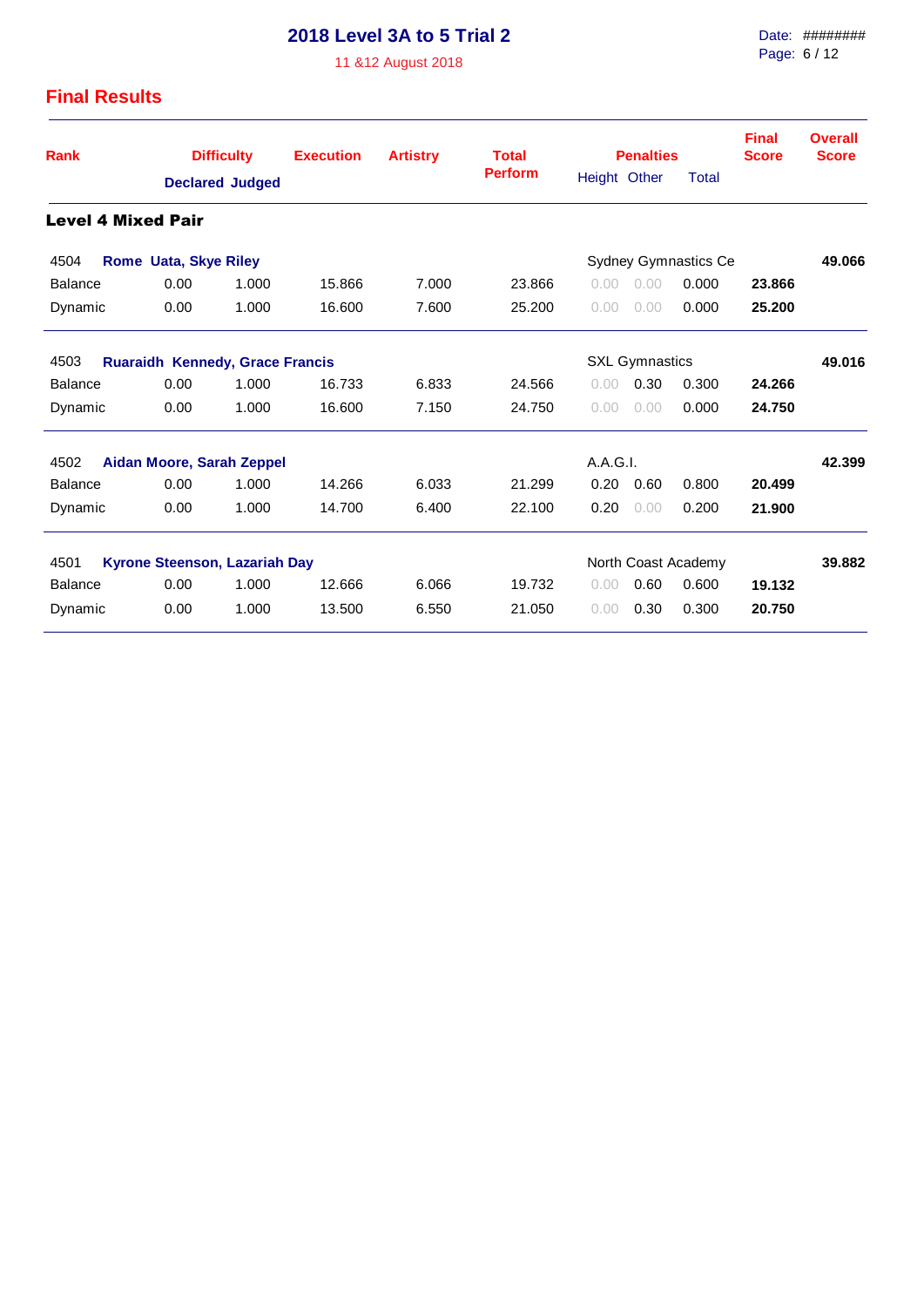# 2018 Level 3A to 5 Trial 2

11 &12 August 2018

Date: ######## 

## Final Results

### Level 4 Mixed Pair

| Rank | Difficulty Declared | Difficulty Judged | Execution | Artistry | Total Perform | Penalties Height | Penalties Other | Penalties Total | Final Score | Overall Score |
|---|---|---|---|---|---|---|---|---|---|---|
| 4504 **Rome Uata, Skye Riley** | | | | | | Sydney Gymnastics Ce | | | | **49.066** |
| Balance | 0.00 | 1.000 | 15.866 | 7.000 | 23.866 | 0.00 | 0.00 | 0.000 | **23.866** | |
| Dynamic | 0.00 | 1.000 | 16.600 | 7.600 | 25.200 | 0.00 | 0.00 | 0.000 | **25.200** | |
| 4503 **Ruaraidh Kennedy, Grace Francis** | | | | | | SXL Gymnastics | | | | **49.016** |
| Balance | 0.00 | 1.000 | 16.733 | 6.833 | 24.566 | 0.00 | 0.30 | 0.300 | **24.266** | |
| Dynamic | 0.00 | 1.000 | 16.600 | 7.150 | 24.750 | 0.00 | 0.00 | 0.000 | **24.750** | |
| 4502 **Aidan Moore, Sarah Zeppel** | | | | | | A.A.G.I. | | | | **42.399** |
| Balance | 0.00 | 1.000 | 14.266 | 6.033 | 21.299 | 0.20 | 0.60 | 0.800 | **20.499** | |
| Dynamic | 0.00 | 1.000 | 14.700 | 6.400 | 22.100 | 0.20 | 0.00 | 0.200 | **21.900** | |
| 4501 **Kyrone Steenson, Lazariah Day** | | | | | | North Coast Academy | | | | **39.882** |
| Balance | 0.00 | 1.000 | 12.666 | 6.066 | 19.732 | 0.00 | 0.60 | 0.600 | **19.132** | |
| Dynamic | 0.00 | 1.000 | 13.500 | 6.550 | 21.050 | 0.00 | 0.30 | 0.300 | **20.750** | |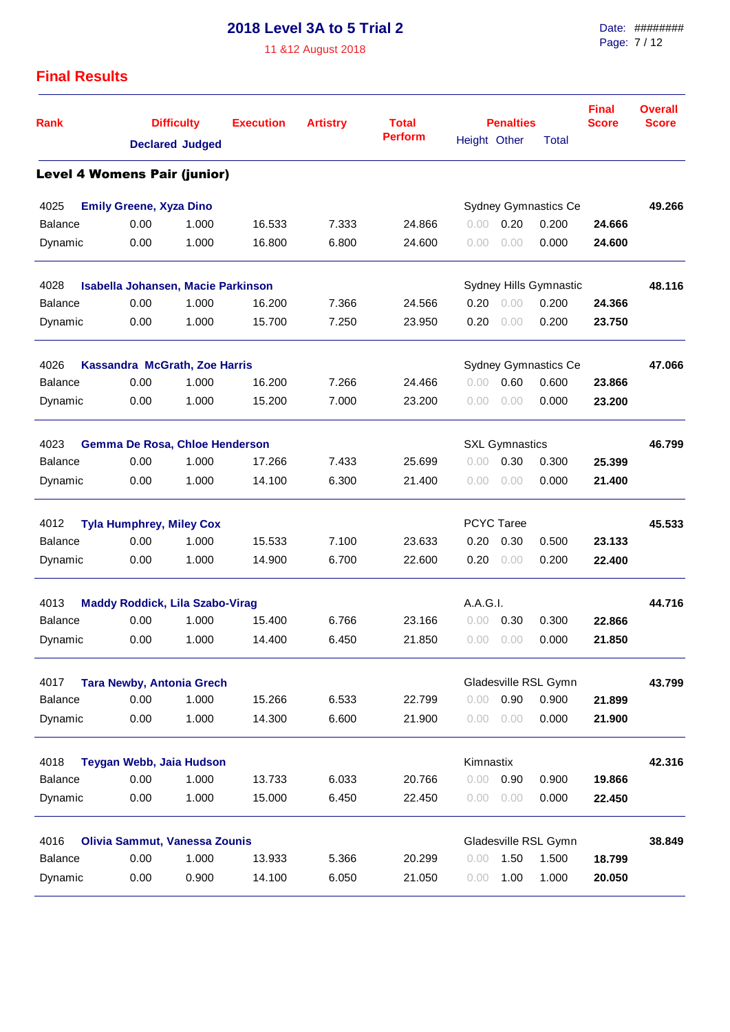# 2018 Level 3A to 5 Trial 2

11 &12 August 2018

## Final Results

| Rank | Difficulty Declared | Difficulty Judged | Execution | Artistry | Total Perform | Penalties Height | Penalties Other | Penalties Total | Final Score | Overall Score |
|---|---|---|---|---|---|---|---|---|---|---|
| **Level 4 Womens Pair (junior)** | | | | | | | | | | |
| 4025 **Emily Greene, Xyza Dino** | | | | | | Sydney Gymnastics Ce | | | | **49.266** |
| Balance | 0.00 | 1.000 | 16.533 | 7.333 | 24.866 | 0.00 | 0.20 | 0.200 | **24.666** | |
| Dynamic | 0.00 | 1.000 | 16.800 | 6.800 | 24.600 | 0.00 | 0.00 | 0.000 | **24.600** | |
| 4028 **Isabella Johansen, Macie Parkinson** | | | | | | Sydney Hills Gymnastic | | | | **48.116** |
| Balance | 0.00 | 1.000 | 16.200 | 7.366 | 24.566 | 0.20 | 0.00 | 0.200 | **24.366** | |
| Dynamic | 0.00 | 1.000 | 15.700 | 7.250 | 23.950 | 0.20 | 0.00 | 0.200 | **23.750** | |
| 4026 **Kassandra McGrath, Zoe Harris** | | | | | | Sydney Gymnastics Ce | | | | **47.066** |
| Balance | 0.00 | 1.000 | 16.200 | 7.266 | 24.466 | 0.00 | 0.60 | 0.600 | **23.866** | |
| Dynamic | 0.00 | 1.000 | 15.200 | 7.000 | 23.200 | 0.00 | 0.00 | 0.000 | **23.200** | |
| 4023 **Gemma De Rosa, Chloe Henderson** | | | | | | SXL Gymnastics | | | | **46.799** |
| Balance | 0.00 | 1.000 | 17.266 | 7.433 | 25.699 | 0.00 | 0.30 | 0.300 | **25.399** | |
| Dynamic | 0.00 | 1.000 | 14.100 | 6.300 | 21.400 | 0.00 | 0.00 | 0.000 | **21.400** | |
| 4012 **Tyla Humphrey, Miley Cox** | | | | | | PCYC Taree | | | | **45.533** |
| Balance | 0.00 | 1.000 | 15.533 | 7.100 | 23.633 | 0.20 | 0.30 | 0.500 | **23.133** | |
| Dynamic | 0.00 | 1.000 | 14.900 | 6.700 | 22.600 | 0.20 | 0.00 | 0.200 | **22.400** | |
| 4013 **Maddy Roddick, Lila Szabo-Virag** | | | | | | A.A.G.I. | | | | **44.716** |
| Balance | 0.00 | 1.000 | 15.400 | 6.766 | 23.166 | 0.00 | 0.30 | 0.300 | **22.866** | |
| Dynamic | 0.00 | 1.000 | 14.400 | 6.450 | 21.850 | 0.00 | 0.00 | 0.000 | **21.850** | |
| 4017 **Tara Newby, Antonia Grech** | | | | | | Gladesville RSL Gymn | | | | **43.799** |
| Balance | 0.00 | 1.000 | 15.266 | 6.533 | 22.799 | 0.00 | 0.90 | 0.900 | **21.899** | |
| Dynamic | 0.00 | 1.000 | 14.300 | 6.600 | 21.900 | 0.00 | 0.00 | 0.000 | **21.900** | |
| 4018 **Teygan Webb, Jaia Hudson** | | | | | | Kimnastix | | | | **42.316** |
| Balance | 0.00 | 1.000 | 13.733 | 6.033 | 20.766 | 0.00 | 0.90 | 0.900 | **19.866** | |
| Dynamic | 0.00 | 1.000 | 15.000 | 6.450 | 22.450 | 0.00 | 0.00 | 0.000 | **22.450** | |
| 4016 **Olivia Sammut, Vanessa Zounis** | | | | | | Gladesville RSL Gymn | | | | **38.849** |
| Balance | 0.00 | 1.000 | 13.933 | 5.366 | 20.299 | 0.00 | 1.50 | 1.500 | **18.799** | |
| Dynamic | 0.00 | 0.900 | 14.100 | 6.050 | 21.050 | 0.00 | 1.00 | 1.000 | **20.050** | |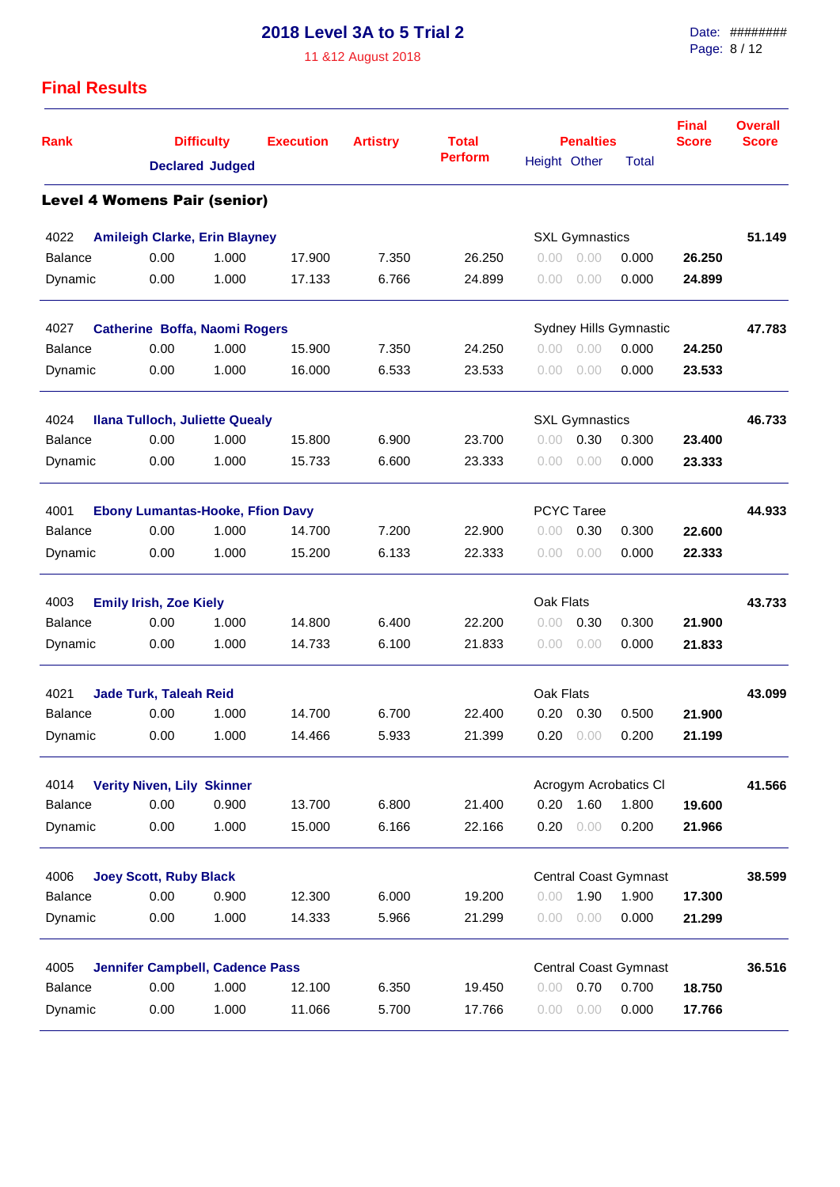# 2018 Level 3A to 5 Trial 2

11 &12 August 2018

## Final Results

### Level 4 Womens Pair (senior)

| Rank | Difficulty Declared | Difficulty Judged | Execution | Artistry | Total Perform | Penalties Height | Penalties Other | Penalties Total | Final Score | Overall Score |
|---|---|---|---|---|---|---|---|---|---|---|
| 4022 **Amileigh Clarke, Erin Blayney** | | | | | | SXL Gymnastics | | | | **51.149** |
| Balance | 0.00 | 1.000 | 17.900 | 7.350 | 26.250 | 0.00 | 0.00 | 0.000 | **26.250** | |
| Dynamic | 0.00 | 1.000 | 17.133 | 6.766 | 24.899 | 0.00 | 0.00 | 0.000 | **24.899** | |
| 4027 **Catherine Boffa, Naomi Rogers** | | | | | | Sydney Hills Gymnastic | | | | **47.783** |
| Balance | 0.00 | 1.000 | 15.900 | 7.350 | 24.250 | 0.00 | 0.00 | 0.000 | **24.250** | |
| Dynamic | 0.00 | 1.000 | 16.000 | 6.533 | 23.533 | 0.00 | 0.00 | 0.000 | **23.533** | |
| 4024 **Ilana Tulloch, Juliette Quealy** | | | | | | SXL Gymnastics | | | | **46.733** |
| Balance | 0.00 | 1.000 | 15.800 | 6.900 | 23.700 | 0.00 | 0.30 | 0.300 | **23.400** | |
| Dynamic | 0.00 | 1.000 | 15.733 | 6.600 | 23.333 | 0.00 | 0.00 | 0.000 | **23.333** | |
| 4001 **Ebony Lumantas-Hooke, Ffion Davy** | | | | | | PCYC Taree | | | | **44.933** |
| Balance | 0.00 | 1.000 | 14.700 | 7.200 | 22.900 | 0.00 | 0.30 | 0.300 | **22.600** | |
| Dynamic | 0.00 | 1.000 | 15.200 | 6.133 | 22.333 | 0.00 | 0.00 | 0.000 | **22.333** | |
| 4003 **Emily Irish, Zoe Kiely** | | | | | | Oak Flats | | | | **43.733** |
| Balance | 0.00 | 1.000 | 14.800 | 6.400 | 22.200 | 0.00 | 0.30 | 0.300 | **21.900** | |
| Dynamic | 0.00 | 1.000 | 14.733 | 6.100 | 21.833 | 0.00 | 0.00 | 0.000 | **21.833** | |
| 4021 **Jade Turk, Taleah Reid** | | | | | | Oak Flats | | | | **43.099** |
| Balance | 0.00 | 1.000 | 14.700 | 6.700 | 22.400 | 0.20 | 0.30 | 0.500 | **21.900** | |
| Dynamic | 0.00 | 1.000 | 14.466 | 5.933 | 21.399 | 0.20 | 0.00 | 0.200 | **21.199** | |
| 4014 **Verity Niven, Lily Skinner** | | | | | | Acrogym Acrobatics Cl | | | | **41.566** |
| Balance | 0.00 | 0.900 | 13.700 | 6.800 | 21.400 | 0.20 | 1.60 | 1.800 | **19.600** | |
| Dynamic | 0.00 | 1.000 | 15.000 | 6.166 | 22.166 | 0.20 | 0.00 | 0.200 | **21.966** | |
| 4006 **Joey Scott, Ruby Black** | | | | | | Central Coast Gymnast | | | | **38.599** |
| Balance | 0.00 | 0.900 | 12.300 | 6.000 | 19.200 | 0.00 | 1.90 | 1.900 | **17.300** | |
| Dynamic | 0.00 | 1.000 | 14.333 | 5.966 | 21.299 | 0.00 | 0.00 | 0.000 | **21.299** | |
| 4005 **Jennifer Campbell, Cadence Pass** | | | | | | Central Coast Gymnast | | | | **36.516** |
| Balance | 0.00 | 1.000 | 12.100 | 6.350 | 19.450 | 0.00 | 0.70 | 0.700 | **18.750** | |
| Dynamic | 0.00 | 1.000 | 11.066 | 5.700 | 17.766 | 0.00 | 0.00 | 0.000 | **17.766** | |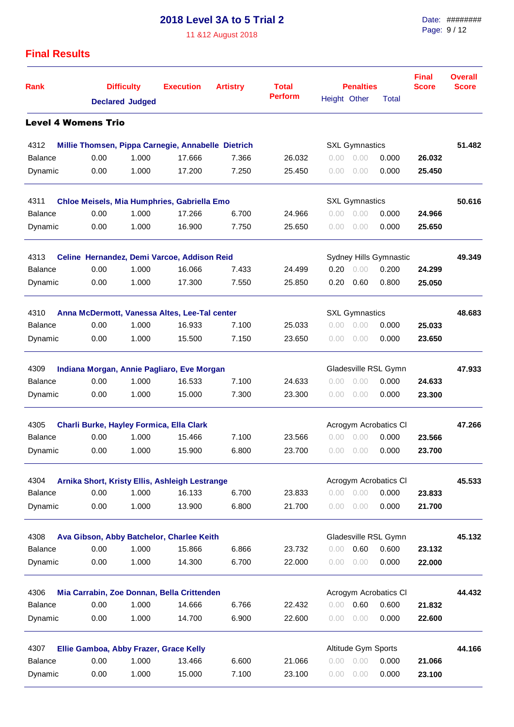# 2018 Level 3A to 5 Trial 2

11 &12 August 2018

## Final Results

| Rank | Difficulty Declared | Difficulty Judged | Execution | Artistry | Total Perform | Penalties Height | Penalties Other | Penalties Total | Final Score | Overall Score |
|---|---|---|---|---|---|---|---|---|---|---|

### Level 4 Womens Trio

| Rank | Difficulty Declared | Difficulty Judged | Execution | Artistry | Total Perform | Penalties Height | Penalties Other | Penalties Total | Final Score | Overall Score |
|---|---|---|---|---|---|---|---|---|---|---|
| **4312 Millie Thomsen, Pippa Carnegie, Annabelle Dietrich** | | | | | | SXL Gymnastics | | | | **51.482** |
| Balance | 0.00 | 1.000 | 17.666 | 7.366 | 26.032 | 0.00 | 0.00 | 0.000 | **26.032** | |
| Dynamic | 0.00 | 1.000 | 17.200 | 7.250 | 25.450 | 0.00 | 0.00 | 0.000 | **25.450** | |
| **4311 Chloe Meisels, Mia Humphries, Gabriella Emo** | | | | | | SXL Gymnastics | | | | **50.616** |
| Balance | 0.00 | 1.000 | 17.266 | 6.700 | 24.966 | 0.00 | 0.00 | 0.000 | **24.966** | |
| Dynamic | 0.00 | 1.000 | 16.900 | 7.750 | 25.650 | 0.00 | 0.00 | 0.000 | **25.650** | |
| **4313 Celine Hernandez, Demi Varcoe, Addison Reid** | | | | | | Sydney Hills Gymnastic | | | | **49.349** |
| Balance | 0.00 | 1.000 | 16.066 | 7.433 | 24.499 | 0.20 | 0.00 | 0.200 | **24.299** | |
| Dynamic | 0.00 | 1.000 | 17.300 | 7.550 | 25.850 | 0.20 | 0.60 | 0.800 | **25.050** | |
| **4310 Anna McDermott, Vanessa Altes, Lee-Tal center** | | | | | | SXL Gymnastics | | | | **48.683** |
| Balance | 0.00 | 1.000 | 16.933 | 7.100 | 25.033 | 0.00 | 0.00 | 0.000 | **25.033** | |
| Dynamic | 0.00 | 1.000 | 15.500 | 7.150 | 23.650 | 0.00 | 0.00 | 0.000 | **23.650** | |
| **4309 Indiana Morgan, Annie Pagliaro, Eve Morgan** | | | | | | Gladesville RSL Gymn | | | | **47.933** |
| Balance | 0.00 | 1.000 | 16.533 | 7.100 | 24.633 | 0.00 | 0.00 | 0.000 | **24.633** | |
| Dynamic | 0.00 | 1.000 | 15.000 | 7.300 | 23.300 | 0.00 | 0.00 | 0.000 | **23.300** | |
| **4305 Charli Burke, Hayley Formica, Ella Clark** | | | | | | Acrogym Acrobatics Cl | | | | **47.266** |
| Balance | 0.00 | 1.000 | 15.466 | 7.100 | 23.566 | 0.00 | 0.00 | 0.000 | **23.566** | |
| Dynamic | 0.00 | 1.000 | 15.900 | 6.800 | 23.700 | 0.00 | 0.00 | 0.000 | **23.700** | |
| **4304 Arnika Short, Kristy Ellis, Ashleigh Lestrange** | | | | | | Acrogym Acrobatics Cl | | | | **45.533** |
| Balance | 0.00 | 1.000 | 16.133 | 6.700 | 23.833 | 0.00 | 0.00 | 0.000 | **23.833** | |
| Dynamic | 0.00 | 1.000 | 13.900 | 6.800 | 21.700 | 0.00 | 0.00 | 0.000 | **21.700** | |
| **4308 Ava Gibson, Abby Batchelor, Charlee Keith** | | | | | | Gladesville RSL Gymn | | | | **45.132** |
| Balance | 0.00 | 1.000 | 15.866 | 6.866 | 23.732 | 0.00 | 0.60 | 0.600 | **23.132** | |
| Dynamic | 0.00 | 1.000 | 14.300 | 6.700 | 22.000 | 0.00 | 0.00 | 0.000 | **22.000** | |
| **4306 Mia Carrabin, Zoe Donnan, Bella Crittenden** | | | | | | Acrogym Acrobatics Cl | | | | **44.432** |
| Balance | 0.00 | 1.000 | 14.666 | 6.766 | 22.432 | 0.00 | 0.60 | 0.600 | **21.832** | |
| Dynamic | 0.00 | 1.000 | 14.700 | 6.900 | 22.600 | 0.00 | 0.00 | 0.000 | **22.600** | |
| **4307 Ellie Gamboa, Abby Frazer, Grace Kelly** | | | | | | Altitude Gym Sports | | | | **44.166** |
| Balance | 0.00 | 1.000 | 13.466 | 6.600 | 21.066 | 0.00 | 0.00 | 0.000 | **21.066** | |
| Dynamic | 0.00 | 1.000 | 15.000 | 7.100 | 23.100 | 0.00 | 0.00 | 0.000 | **23.100** | |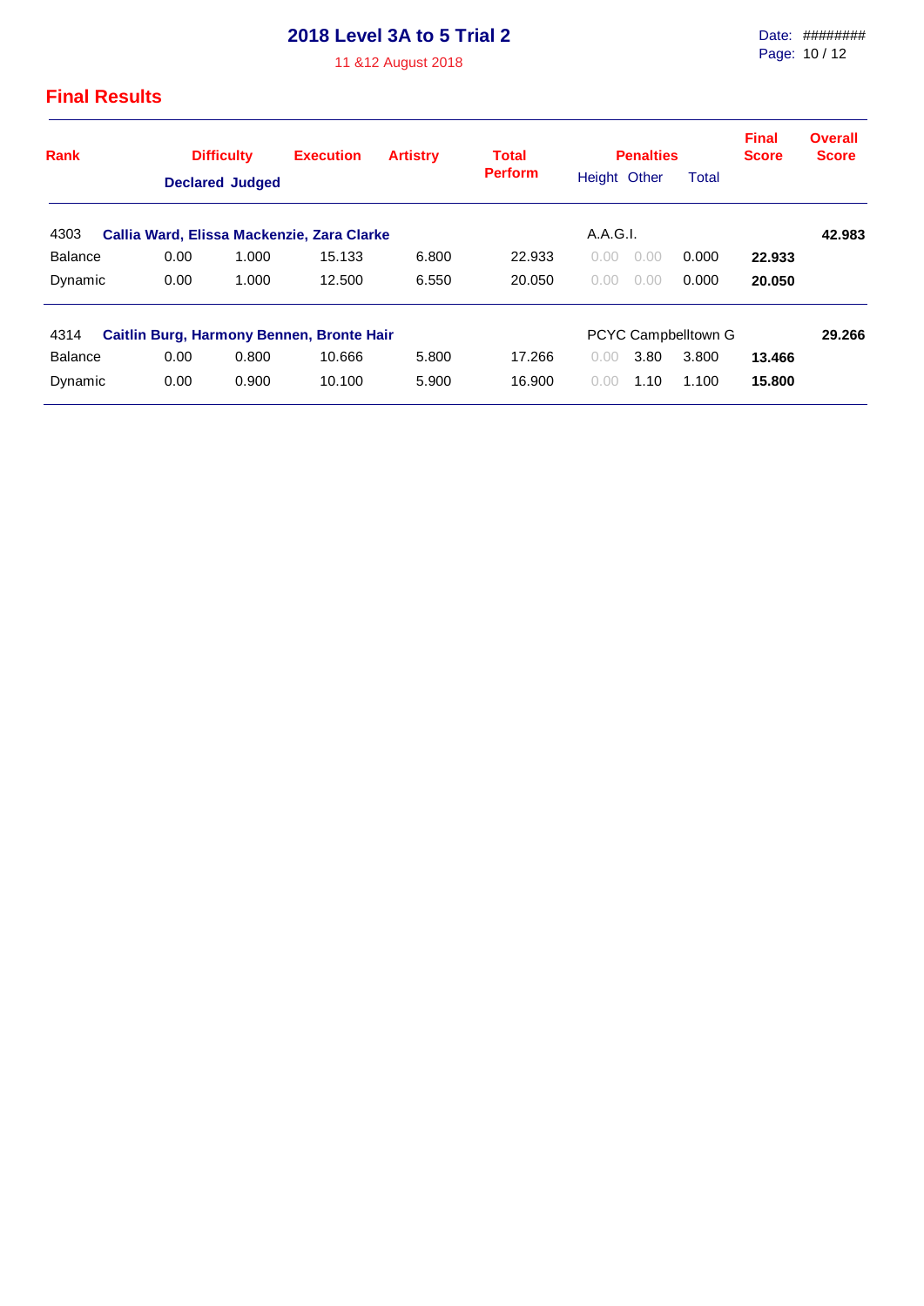# 2018 Level 3A to 5 Trial 2

11 &12 August 2018

## Final Results

| Rank | Difficulty | | Execution | Artistry | Total Perform | Penalties | | | Final Score | Overall Score |
|---|---|---|---|---|---|---|---|---|---|---|
| | Declared | Judged | | | | Height | Other | Total | | |
| 4303 | **Callia Ward, Elissa Mackenzie, Zara Clarke** | | | | | A.A.G.I. | | | | **42.983** |
| Balance | 0.00 | 1.000 | 15.133 | 6.800 | 22.933 | 0.00 | 0.00 | 0.000 | **22.933** | |
| Dynamic | 0.00 | 1.000 | 12.500 | 6.550 | 20.050 | 0.00 | 0.00 | 0.000 | **20.050** | |
| 4314 | **Caitlin Burg, Harmony Bennen, Bronte Hair** | | | | | PCYC Campbelltown G | | | | **29.266** |
| Balance | 0.00 | 0.800 | 10.666 | 5.800 | 17.266 | 0.00 | 3.80 | 3.800 | **13.466** | |
| Dynamic | 0.00 | 0.900 | 10.100 | 5.900 | 16.900 | 0.00 | 1.10 | 1.100 | **15.800** | |